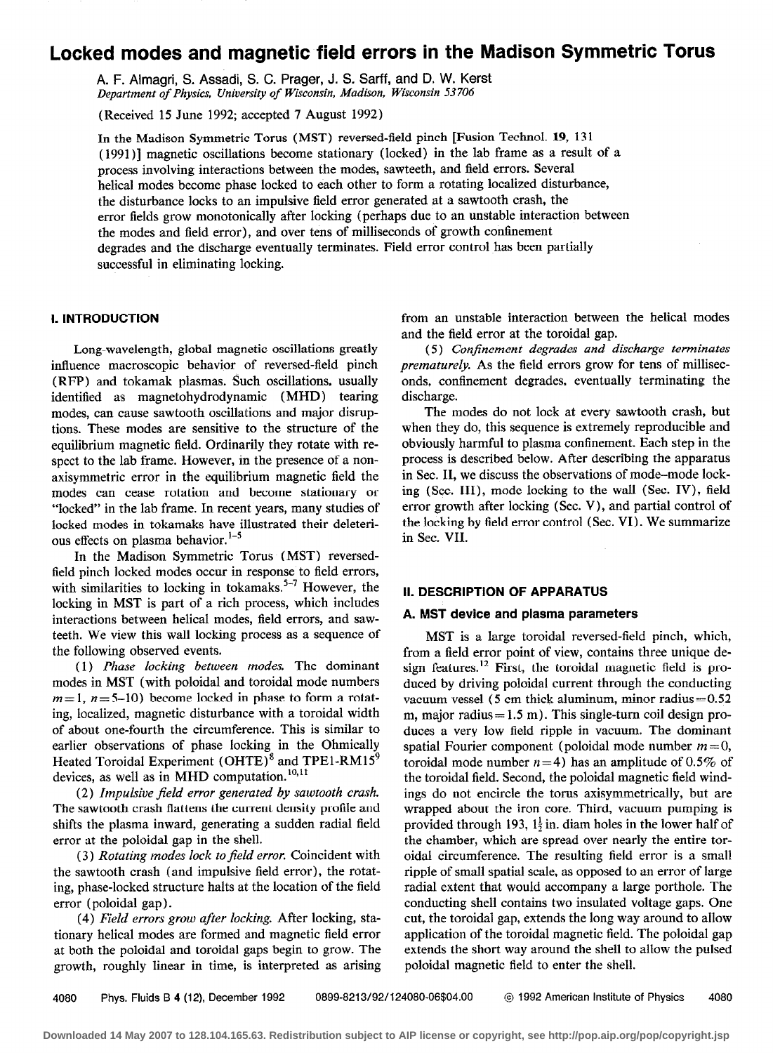# Locked modes and magnetic field errors in the Madison Symmetric Torus

A. F. Almagri, S. Assadi, S. C. Prager, J. S. Sarff, and D. W. Kerst
*Department of Physics, University of Wisconsin, Madison, Wisconsin 53706*

(Received 15 June 1992; accepted 7 August 1992)

In the Madison Symmetric Torus (MST) reversed-field pinch [Fusion Technol. **19**, 131 (1991)] magnetic oscillations become stationary (locked) in the lab frame as a result of a process involving interactions between the modes, sawteeth, and field errors. Several helical modes become phase locked to each other to form a rotating localized disturbance, the disturbance locks to an impulsive field error generated at a sawtooth crash, the error fields grow monotonically after locking (perhaps due to an unstable interaction between the modes and field error), and over tens of milliseconds of growth confinement degrades and the discharge eventually terminates. Field error control has been partially successful in eliminating locking.

## I. INTRODUCTION

Long-wavelength, global magnetic oscillations greatly influence macroscopic behavior of reversed-field pinch (RFP) and tokamak plasmas. Such oscillations, usually identified as magnetohydrodynamic (MHD) tearing modes, can cause sawtooth oscillations and major disruptions. These modes are sensitive to the structure of the equilibrium magnetic field. Ordinarily they rotate with respect to the lab frame. However, in the presence of a nonaxisymmetric error in the equilibrium magnetic field the modes can cease rotation and become stationary or "locked" in the lab frame. In recent years, many studies of locked modes in tokamaks have illustrated their deleterious effects on plasma behavior.[1–5]

In the Madison Symmetric Torus (MST) reversed-field pinch locked modes occur in response to field errors, with similarities to locking in tokamaks.[5–7] However, the locking in MST is part of a rich process, which includes interactions between helical modes, field errors, and sawteeth. We view this wall locking process as a sequence of the following observed events.

(1) *Phase locking between modes.* The dominant modes in MST (with poloidal and toroidal mode numbers $m=1$, $n=5$–$10$) become locked in phase to form a rotating, localized, magnetic disturbance with a toroidal width of about one-fourth the circumference. This is similar to earlier observations of phase locking in the Ohmically Heated Toroidal Experiment (OHTE)[8] and TPE1-RM15[9] devices, as well as in MHD computation.[10,11]

(2) *Impulsive field error generated by sawtooth crash.* The sawtooth crash flattens the current density profile and shifts the plasma inward, generating a sudden radial field error at the poloidal gap in the shell.

(3) *Rotating modes lock to field error.* Coincident with the sawtooth crash (and impulsive field error), the rotating, phase-locked structure halts at the location of the field error (poloidal gap).

(4) *Field errors grow after locking.* After locking, stationary helical modes are formed and magnetic field error at both the poloidal and toroidal gaps begin to grow. The growth, roughly linear in time, is interpreted as arising from an unstable interaction between the helical modes and the field error at the toroidal gap.

(5) *Confinement degrades and discharge terminates prematurely.* As the field errors grow for tens of milliseconds, confinement degrades, eventually terminating the discharge.

The modes do not lock at every sawtooth crash, but when they do, this sequence is extremely reproducible and obviously harmful to plasma confinement. Each step in the process is described below. After describing the apparatus in Sec. II, we discuss the observations of mode–mode locking (Sec. III), mode locking to the wall (Sec. IV), field error growth after locking (Sec. V), and partial control of the locking by field error control (Sec. VI). We summarize in Sec. VII.

## II. DESCRIPTION OF APPARATUS

### A. MST device and plasma parameters

MST is a large toroidal reversed-field pinch, which, from a field error point of view, contains three unique design features.[12] First, the toroidal magnetic field is produced by driving poloidal current through the conducting vacuum vessel (5 cm thick aluminum, minor radius$=0.52$ m, major radius$=1.5$ m). This single-turn coil design produces a very low field ripple in vacuum. The dominant spatial Fourier component (poloidal mode number $m=0$, toroidal mode number $n=4$) has an amplitude of 0.5% of the toroidal field. Second, the poloidal magnetic field windings do not encircle the torus axisymmetrically, but are wrapped about the iron core. Third, vacuum pumping is provided through 193, $1\frac{1}{2}$ in. diam holes in the lower half of the chamber, which are spread over nearly the entire toroidal circumference. The resulting field error is a small ripple of small spatial scale, as opposed to an error of large radial extent that would accompany a large porthole. The conducting shell contains two insulated voltage gaps. One cut, the toroidal gap, extends the long way around to allow application of the toroidal magnetic field. The poloidal gap extends the short way around the shell to allow the pulsed poloidal magnetic field to enter the shell.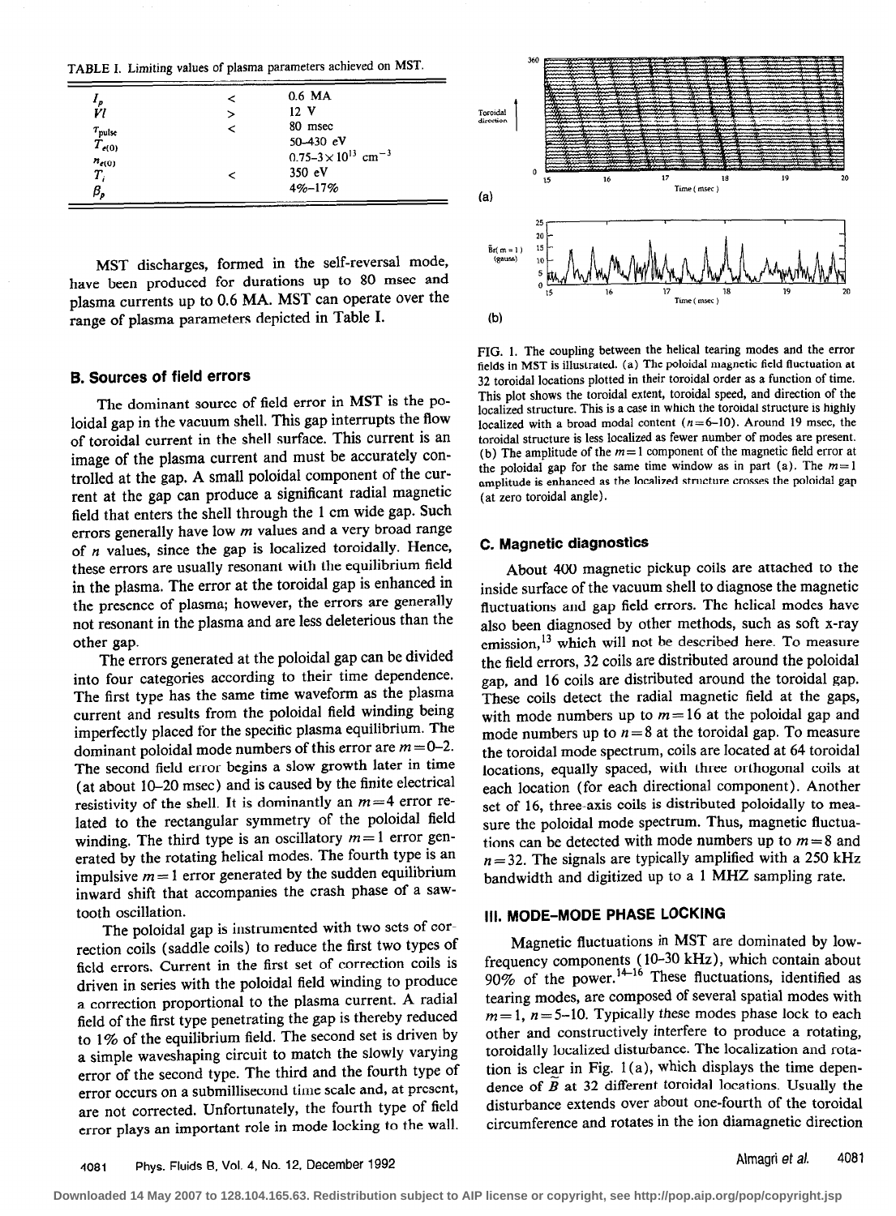TABLE I. Limiting values of plasma parameters achieved on MST.

| | | |
|---|---|---|
| $I_p$ | < | 0.6 MA |
| $Vl$ | > | 12 V |
| $\tau_{pulse}$ | < | 80 msec |
| $T_{e(0)}$ | | 50–430 eV |
| $n_{e(0)}$ | | $0.75–3\times10^{13}$ cm$^{-3}$ |
| $T_i$ | < | 350 eV |
| $\beta_p$ | | 4%–17% |

MST discharges, formed in the self-reversal mode, have been produced for durations up to 80 msec and plasma currents up to 0.6 MA. MST can operate over the range of plasma parameters depicted in Table I.

### B. Sources of field errors

The dominant source of field error in MST is the poloidal gap in the vacuum shell. This gap interrupts the flow of toroidal current in the shell surface. This current is an image of the plasma current and must be accurately controlled at the gap. A small poloidal component of the current at the gap can produce a significant radial magnetic field that enters the shell through the 1 cm wide gap. Such errors generally have low $m$ values and a very broad range of $n$ values, since the gap is localized toroidally. Hence, these errors are usually resonant with the equilibrium field in the plasma. The error at the toroidal gap is enhanced in the presence of plasma; however, the errors are generally not resonant in the plasma and are less deleterious than the other gap.

The errors generated at the poloidal gap can be divided into four categories according to their time dependence. The first type has the same time waveform as the plasma current and results from the poloidal field winding being imperfectly placed for the specific plasma equilibrium. The dominant poloidal mode numbers of this error are $m=0$–2. The second field error begins a slow growth later in time (at about 10–20 msec) and is caused by the finite electrical resistivity of the shell. It is dominantly an $m=4$ error related to the rectangular symmetry of the poloidal field winding. The third type is an oscillatory $m=1$ error generated by the rotating helical modes. The fourth type is an impulsive $m=1$ error generated by the sudden equilibrium inward shift that accompanies the crash phase of a sawtooth oscillation.

The poloidal gap is instrumented with two sets of correction coils (saddle coils) to reduce the first two types of field errors. Current in the first set of correction coils is driven in series with the poloidal field winding to produce a correction proportional to the plasma current. A radial field of the first type penetrating the gap is thereby reduced to 1% of the equilibrium field. The second set is driven by a simple waveshaping circuit to match the slowly varying error of the second type. The third and the fourth type of error occurs on a submillisecond time scale and, at present, are not corrected. Unfortunately, the fourth type of field error plays an important role in mode locking to the wall.

FIG. 1. The coupling between the helical tearing modes and the error fields in MST is illustrated. (a) The poloidal magnetic field fluctuation at 32 toroidal locations plotted in their toroidal order as a function of time. This plot shows the toroidal extent, toroidal speed, and direction of the localized structure. This is a case in which the toroidal structure is highly localized with a broad modal content ($n=6$–10). Around 19 msec, the toroidal structure is less localized as fewer number of modes are present. (b) The amplitude of the $m=1$ component of the magnetic field error at the poloidal gap for the same time window as in part (a). The $m=1$ amplitude is enhanced as the localized structure crosses the poloidal gap (at zero toroidal angle).

### C. Magnetic diagnostics

About 400 magnetic pickup coils are attached to the inside surface of the vacuum shell to diagnose the magnetic fluctuations and gap field errors. The helical modes have also been diagnosed by other methods, such as soft x-ray emission,[13] which will not be described here. To measure the field errors, 32 coils are distributed around the poloidal gap, and 16 coils are distributed around the toroidal gap. These coils detect the radial magnetic field at the gaps, with mode numbers up to $m=16$ at the poloidal gap and mode numbers up to $n=8$ at the toroidal gap. To measure the toroidal mode spectrum, coils are located at 64 toroidal locations, equally spaced, with three orthogonal coils at each location (for each directional component). Another set of 16, three-axis coils is distributed poloidally to measure the poloidal mode spectrum. Thus, magnetic fluctuations can be detected with mode numbers up to $m=8$ and $n=32$. The signals are typically amplified with a 250 kHz bandwidth and digitized up to a 1 MHZ sampling rate.

## III. MODE–MODE PHASE LOCKING

Magnetic fluctuations in MST are dominated by low-frequency components (10–30 kHz), which contain about 90% of the power.[14–16] These fluctuations, identified as tearing modes, are composed of several spatial modes with $m=1$, $n=5$–10. Typically these modes phase lock to each other and constructively interfere to produce a rotating, toroidally localized disturbance. The localization and rotation is clear in Fig. 1(a), which displays the time dependence of $\tilde{B}$ at 32 different toroidal locations. Usually the disturbance extends over about one-fourth of the toroidal circumference and rotates in the ion diamagnetic direction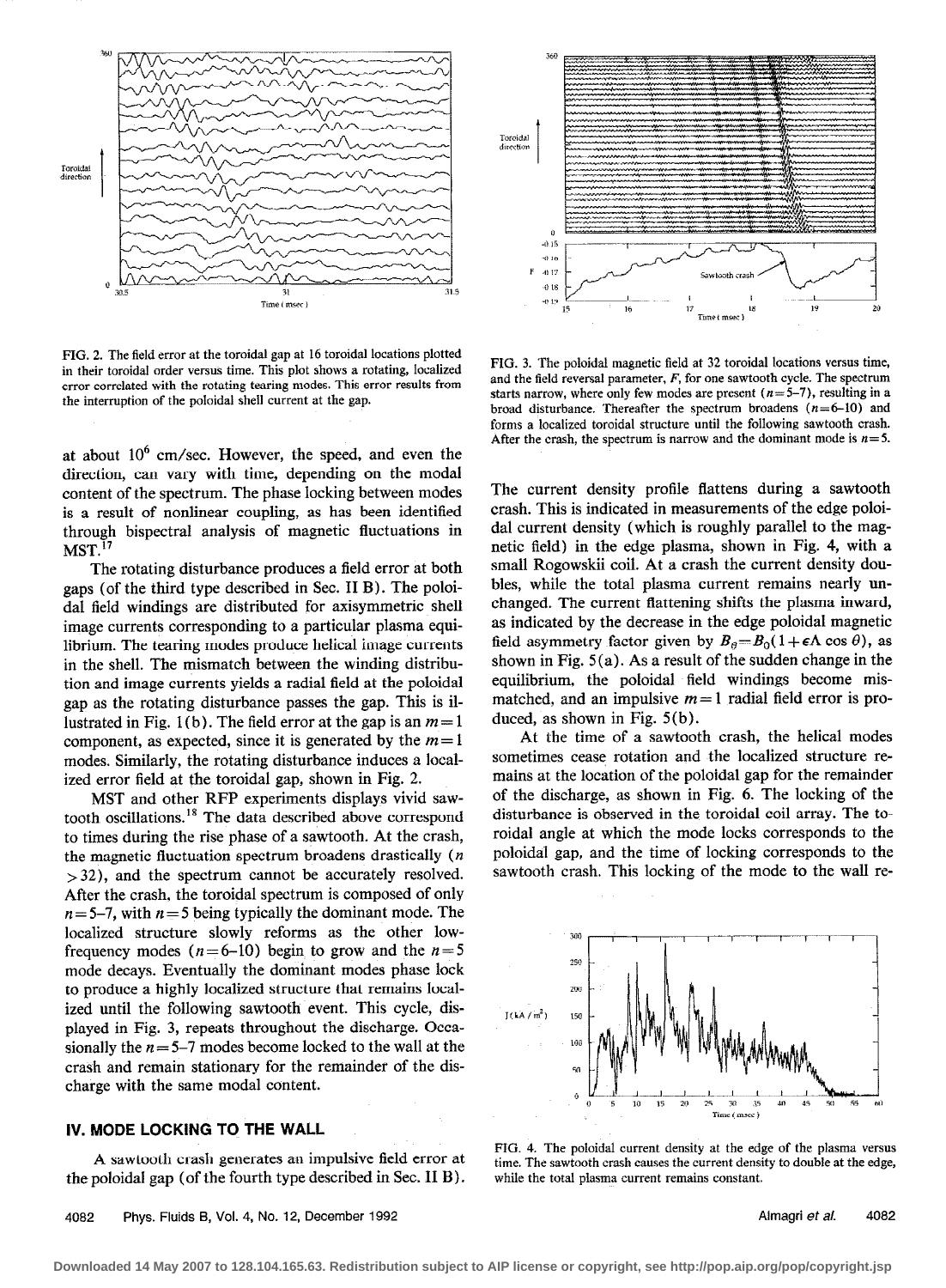FIG. 2. The field error at the toroidal gap at 16 toroidal locations plotted in their toroidal order versus time. This plot shows a rotating, localized error correlated with the rotating tearing modes. This error results from the interruption of the poloidal shell current at the gap.

FIG. 3. The poloidal magnetic field at 32 toroidal locations versus time, and the field reversal parameter, $F$, for one sawtooth cycle. The spectrum starts narrow, where only few modes are present ($n=5$–$7$), resulting in a broad disturbance. Thereafter the spectrum broadens ($n=6$–$10$) and forms a localized toroidal structure until the following sawtooth crash. After the crash, the spectrum is narrow and the dominant mode is $n=5$.

at about $10^6$ cm/sec. However, the speed, and even the direction, can vary with time, depending on the modal content of the spectrum. The phase locking between modes is a result of nonlinear coupling, as has been identified through bispectral analysis of magnetic fluctuations in MST.[17]

The rotating disturbance produces a field error at both gaps (of the third type described in Sec. II B). The poloidal field windings are distributed for axisymmetric shell image currents corresponding to a particular plasma equilibrium. The tearing modes produce helical image currents in the shell. The mismatch between the winding distribution and image currents yields a radial field at the poloidal gap as the rotating disturbance passes the gap. This is illustrated in Fig. 1(b). The field error at the gap is an $m=1$ component, as expected, since it is generated by the $m=1$ modes. Similarly, the rotating disturbance induces a localized error field at the toroidal gap, shown in Fig. 2.

MST and other RFP experiments displays vivid sawtooth oscillations.[18] The data described above correspond to times during the rise phase of a sawtooth. At the crash, the magnetic fluctuation spectrum broadens drastically ($n>32$), and the spectrum cannot be accurately resolved. After the crash, the toroidal spectrum is composed of only $n=5$–$7$, with $n=5$ being typically the dominant mode. The localized structure slowly reforms as the other low-frequency modes ($n=6$–$10$) begin to grow and the $n=5$ mode decays. Eventually the dominant modes phase lock to produce a highly localized structure that remains localized until the following sawtooth event. This cycle, displayed in Fig. 3, repeats throughout the discharge. Occasionally the $n=5$–$7$ modes become locked to the wall at the crash and remain stationary for the remainder of the discharge with the same modal content.

## IV. MODE LOCKING TO THE WALL

A sawtooth crash generates an impulsive field error at the poloidal gap (of the fourth type described in Sec. II B). The current density profile flattens during a sawtooth crash. This is indicated in measurements of the edge poloidal current density (which is roughly parallel to the magnetic field) in the edge plasma, shown in Fig. 4, with a small Rogowskii coil. At a crash the current density doubles, while the total plasma current remains nearly unchanged. The current flattening shifts the plasma inward, as indicated by the decrease in the edge poloidal magnetic field asymmetry factor given by $B_\theta = B_0(1+\epsilon\Lambda\cos\theta)$, as shown in Fig. 5(a). As a result of the sudden change in the equilibrium, the poloidal field windings become mismatched, and an impulsive $m=1$ radial field error is produced, as shown in Fig. 5(b).

At the time of a sawtooth crash, the helical modes sometimes cease rotation and the localized structure remains at the location of the poloidal gap for the remainder of the discharge, as shown in Fig. 6. The locking of the disturbance is observed in the toroidal coil array. The toroidal angle at which the mode locks corresponds to the poloidal gap, and the time of locking corresponds to the sawtooth crash. This locking of the mode to the wall re-

FIG. 4. The poloidal current density at the edge of the plasma versus time. The sawtooth crash causes the current density to double at the edge, while the total plasma current remains constant.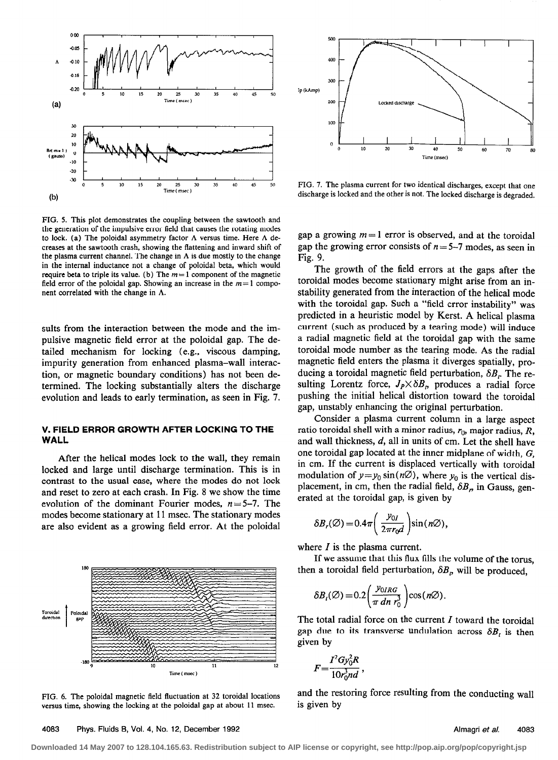FIG. 5. This plot demonstrates the coupling between the sawtooth and the generation of the impulsive error field that causes the rotating modes to lock. (a) The poloidal asymmetry factor Λ versus time. Here Λ decreases at the sawtooth crash, showing the flattening and inward shift of the plasma current channel. The change in Λ is due mostly to the change in the internal inductance not a change of poloidal beta, which would require beta to triple its value. (b) The $m=1$ component of the magnetic field error of the poloidal gap. Showing an increase in the $m=1$ component correlated with the change in Λ.

sults from the interaction between the mode and the impulsive magnetic field error at the poloidal gap. The detailed mechanism for locking (e.g., viscous damping, impurity generation from enhanced plasma–wall interaction, or magnetic boundary conditions) has not been determined. The locking substantially alters the discharge evolution and leads to early termination, as seen in Fig. 7.

## V. FIELD ERROR GROWTH AFTER LOCKING TO THE WALL

After the helical modes lock to the wall, they remain locked and large until discharge termination. This is in contrast to the usual case, where the modes do not lock and reset to zero at each crash. In Fig. 8 we show the time evolution of the dominant Fourier modes, $n=5$–7. The modes become stationary at 11 msec. The stationary modes are also evident as a growing field error. At the poloidal gap a growing $m=1$ error is observed, and at the toroidal gap the growing error consists of $n=5$–7 modes, as seen in Fig. 9.

FIG. 6. The poloidal magnetic field fluctuation at 32 toroidal locations versus time, showing the locking at the poloidal gap at about 11 msec.

FIG. 7. The plasma current for two identical discharges, except that one discharge is locked and the other is not. The locked discharge is degraded.

The growth of the field errors at the gaps after the toroidal modes become stationary might arise from an instability generated from the interaction of the helical mode with the toroidal gap. Such a "field error instability" was predicted in a heuristic model by Kerst. A helical plasma current (such as produced by a tearing mode) will induce a radial magnetic field at the toroidal gap with the same toroidal mode number as the tearing mode. As the radial magnetic field enters the plasma it diverges spatially, producing a toroidal magnetic field perturbation, $\delta B_t$. The resulting Lorentz force, $J_P \times \delta B_t$, produces a radial force pushing the initial helical distortion toward the toroidal gap, unstably enhancing the original perturbation.

Consider a plasma current column in a large aspect ratio toroidal shell with a minor radius, $r_0$, major radius, $R$, and wall thickness, $d$, all in units of cm. Let the shell have one toroidal gap located at the inner midplane of width, $G$, in cm. If the current is displaced vertically with toroidal modulation of $y=y_0 \sin(n\varnothing)$, where $y_0$ is the vertical displacement, in cm, then the radial field, $\delta B_r$, in Gauss, generated at the toroidal gap, is given by

$$\delta B_r(\varnothing)=0.4\pi\left(\frac{y_0 I}{2\pi r_0 d}\right)\sin(n\varnothing),$$

where $I$ is the plasma current.

If we assume that this flux fills the volume of the torus, then a toroidal field perturbation, $\delta B_t$, will be produced,

$$\delta B_t(\varnothing)=0.2\left(\frac{y_0 IRG}{\pi\, dn\, r_0^3}\right)\cos(n\varnothing).$$

The total radial force on the current $I$ toward the toroidal gap due to its transverse undulation across $\delta B_t$ is then given by

$$F=\frac{I^2 G y_0^2 R}{10 r_0^3 n d},$$

and the restoring force resulting from the conducting wall is given by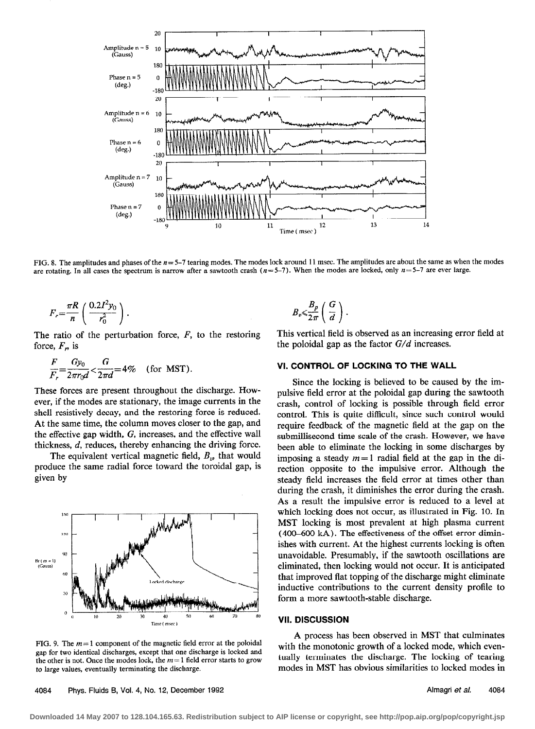FIG. 8. The amplitudes and phases of the $n=5$–7 tearing modes. The modes lock around 11 msec. The amplitudes are about the same as when the modes are rotating. In all cases the spectrum is narrow after a sawtooth crash ($n=5$–7). When the modes are locked, only $n=5$–7 are ever large.

$$F_r = \frac{\pi R}{n}\left(\frac{0.2 I^2 y_0}{r_0^2}\right).$$

The ratio of the perturbation force, $F$, to the restoring force, $F_r$, is

$$\frac{F}{F_r} = \frac{G y_0}{2\pi r_0 d} < \frac{G}{2\pi d} = 4\% \quad \text{(for MST)}.$$

These forces are present throughout the discharge. However, if the modes are stationary, the image currents in the shell resistively decay, and the restoring force is reduced. At the same time, the column moves closer to the gap, and the effective gap width, $G$, increases, and the effective wall thickness, $d$, reduces, thereby enhancing the driving force.

The equivalent vertical magnetic field, $B_v$, that would produce the same radial force toward the toroidal gap, is given by

FIG. 9. The $m=1$ component of the magnetic field error at the poloidal gap for two identical discharges, except that one discharge is locked and the other is not. Once the modes lock, the $m=1$ field error starts to grow to large values, eventually terminating the discharge.

$$B_v \leqslant \frac{B_p}{2\pi}\left(\frac{G}{d}\right).$$

This vertical field is observed as an increasing error field at the poloidal gap as the factor $G/d$ increases.

## VI. CONTROL OF LOCKING TO THE WALL

Since the locking is believed to be caused by the impulsive field error at the poloidal gap during the sawtooth crash, control of locking is possible through field error control. This is quite difficult, since such control would require feedback of the magnetic field at the gap on the submillisecond time scale of the crash. However, we have been able to eliminate the locking in some discharges by imposing a steady $m=1$ radial field at the gap in the direction opposite to the impulsive error. Although the steady field increases the field error at times other than during the crash, it diminishes the error during the crash. As a result the impulsive error is reduced to a level at which locking does not occur, as illustrated in Fig. 10. In MST locking is most prevalent at high plasma current (400–600 kA). The effectiveness of the offset error diminishes with current. At the highest currents locking is often unavoidable. Presumably, if the sawtooth oscillations are eliminated, then locking would not occur. It is anticipated that improved flat topping of the discharge might eliminate inductive contributions to the current density profile to form a more sawtooth-stable discharge.

## VII. DISCUSSION

A process has been observed in MST that culminates with the monotonic growth of a locked mode, which eventually terminates the discharge. The locking of tearing modes in MST has obvious similarities to locked modes in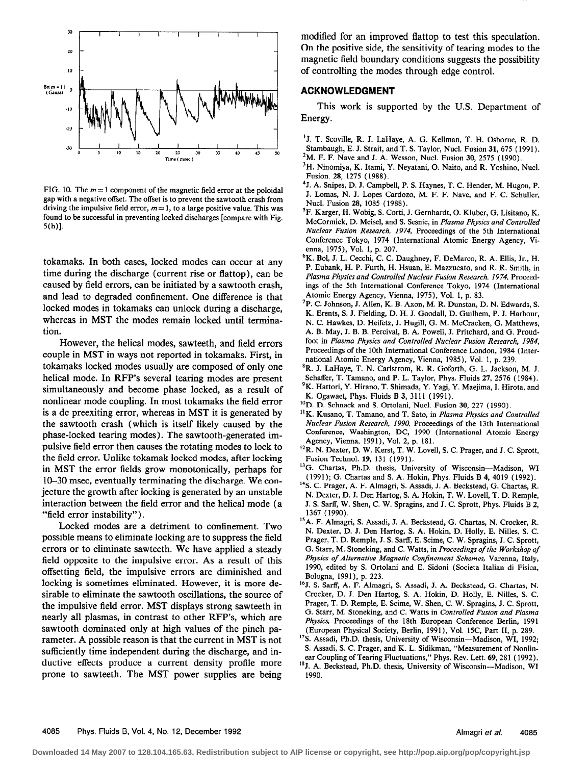30

20

10

Br(m = 1) (Gauss) 0

-10

-20

-30

0 5 10 15 20 25 30 35 40 45 50

Time (msec)

FIG. 10. The $m=1$ component of the magnetic field error at the poloidal gap with a negative offset. The offset is to prevent the sawtooth crash from driving the impulsive field error, $m=1$, to a large positive value. This was found to be successful in preventing locked discharges [compare with Fig. 5(b)].

tokamaks. In both cases, locked modes can occur at any time during the discharge (current rise or flattop), can be caused by field errors, can be initiated by a sawtooth crash, and lead to degraded confinement. One difference is that locked modes in tokamaks can unlock during a discharge, whereas in MST the modes remain locked until termination.

However, the helical modes, sawteeth, and field errors couple in MST in ways not reported in tokamaks. First, in tokamaks locked modes usually are composed of only one helical mode. In RFP's several tearing modes are present simultaneously and become phase locked, as a result of nonlinear mode coupling. In most tokamaks the field error is a dc preexiting error, whereas in MST it is generated by the sawtooth crash (which is itself likely caused by the phase-locked tearing modes). The sawtooth-generated impulsive field error then causes the rotating modes to lock to the field error. Unlike tokamak locked modes, after locking in MST the error fields grow monotonically, perhaps for 10–30 msec, eventually terminating the discharge. We conjecture the growth after locking is generated by an unstable interaction between the field error and the helical mode (a "field error instability").

Locked modes are a detriment to confinement. Two possible means to eliminate locking are to suppress the field errors or to eliminate sawteeth. We have applied a steady field opposite to the impulsive error. As a result of this offsetting field, the impulsive errors are diminished and locking is sometimes eliminated. However, it is more desirable to eliminate the sawtooth oscillations, the source of the impulsive field error. MST displays strong sawteeth in nearly all plasmas, in contrast to other RFP's, which are sawtooth dominated only at high values of the pinch parameter. A possible reason is that the current in MST is not sufficiently time independent during the discharge, and inductive effects produce a current density profile more prone to sawteeth. The MST power supplies are being modified for an improved flattop to test this speculation. On the positive side, the sensitivity of tearing modes to the magnetic field boundary conditions suggests the possibility of controlling the modes through edge control.

## ACKNOWLEDGMENT

This work is supported by the U.S. Department of Energy.

[1] J. T. Scoville, R. J. LaHaye, A. G. Kellman, T. H. Osborne, R. D. Stambaugh, E. J. Strait, and T. S. Taylor, Nucl. Fusion **31**, 675 (1991).
[2] M. F. F. Nave and J. A. Wesson, Nucl. Fusion **30**, 2575 (1990).
[3] H. Ninomiya, K. Itami, Y. Neyatani, O. Naito, and R. Yoshino, Nucl. Fusion. **28**, 1275 (1988).
[4] J. A. Snipes, D. J. Campbell, P. S. Haynes, T. C. Hender, M. Hugon, P. J. Lomas, N. J. Lopes Cardozo, M. F. F. Nave, and F. C. Schuller, Nucl. Fusion **28**, 1085 (1988).
[5] F. Karger, H. Wobig, S. Corti, J. Gernhardt, O. Kluber, G. Lisitano, K. McCormick, D. Meisel, and S. Sesnic, in *Plasma Physics and Controlled Nuclear Fusion Research, 1974*, Proceedings of the 5th International Conference Tokyo, 1974 (International Atomic Energy Agency, Vienna, 1975), Vol. 1, p. 207.
[6] K. Bol, J. L. Cecchi, C. C. Daughney, F. DeMarco, R. A. Ellis, Jr., H. P. Eubank, H. P. Furth, H. Hsuan, E. Mazzucato, and R. R. Smith, in *Plasma Physics and Controlled Nuclear Fusion Research. 1974*, Proceedings of the 5th International Conference Tokyo, 1974 (International Atomic Energy Agency, Vienna, 1975), Vol. 1, p. 83.
[7] P. C. Johnson, J. Allen, K. B. Axon, M. R. Dunstan, D. N. Edwards, S. K. Erents, S. J. Fielding, D. H. J. Goodall, D. Guilhem, P. J. Harbour, N. C. Hawkes, D. Heifetz, J. Hugill, G. M. McCracken, G. Matthews, A. B. May, J. B. B. Percival, B. A. Powell, J. Pritchard, and G. Proudfoot in *Plasma Physics and Controlled Nuclear Fusion Research, 1984*, Proceedings of the 10th International Conference London, 1984 (International Atomic Energy Agency, Vienna, 1985), Vol. 1, p. 239.
[8] R. J. LaHaye, T. N. Carlstrom, R. R. Goforth, G. L. Jackson, M. J. Schaffer, T. Tamano, and P. L. Taylor, Phys. Fluids **27**, 2576 (1984).
[9] K. Hattori, Y. Hirano, T. Shimada, Y. Yagi, Y. Maejima, I. Hirota, and K. Ogawaet, Phys. Fluids B **3**, 3111 (1991).
[10] D. D. Schnack and S. Ortolani, Nucl. Fusion **30**, 227 (1990).
[11] K. Kusano, T. Tamano, and T. Sato, in *Plasma Physics and Controlled Nuclear Fusion Research, 1990*, Proceedings of the 13th International Conference, Washington, DC, 1990 (International Atomic Energy Agency, Vienna, 1991), Vol. 2, p. 181.
[12] R. N. Dexter, D. W. Kerst, T. W. Lovell, S. C. Prager, and J. C. Sprott, Fusion Technol. **19**, 131 (1991).
[13] G. Chartas, Ph.D. thesis, University of Wisconsin—Madison, WI (1991); G. Chartas and S. A. Hokin, Phys. Fluids B **4**, 4019 (1992).
[14] S. C. Prager, A. F. Almagri, S. Assadi, J. A. Beckstead, G. Chartas, R. N. Dexter, D. J. Den Hartog, S. A. Hokin, T. W. Lovell, T. D. Remple, J. S. Sarff, W. Shen, C. W. Spragins, and J. C. Sprott, Phys. Fluids B **2**, 1367 (1990).
[15] A. F. Almagri, S. Assadi, J. A. Beckstead, G. Chartas, N. Crocker, R. N. Dexter, D. J. Den Hartog, S. A. Hokin, D. Holly, E. Nilles, S. C. Prager, T. D. Remple, J. S. Sarff, E. Scime, C. W. Spragins, J. C. Sprott, G. Starr, M. Stoneking, and C. Watts, in *Proceedings of the Workshop of Physics of Alternative Magnetic Confinement Schemes*, Varenna, Italy, 1990, edited by S. Ortolani and E. Sidoni (Societa Italian di Fisica, Bologna, 1991), p. 223.
[16] J. S. Sarff, A. F. Almagri, S. Assadi, J. A. Beckstead, G. Chartas, N. Crocker, D. J. Den Hartog, S. A. Hokin, D. Holly, E. Nilles, S. C. Prager, T. D. Remple, E. Scime, W. Shen, C. W. Spragins, J. C. Sprott, G. Starr, M. Stoneking, and C. Watts in *Controlled Fusion and Plasma Physics*, Proceedings of the 18th European Conference Berlin, 1991 (European Physical Society, Berlin, 1991), Vol. 15C, Part II, p. 289.
[17] S. Assadi, Ph.D. thesis, University of Wisconsin—Madison, WI, 1992; S. Assadi, S. C. Prager, and K. L. Sidikman, "Measurement of Nonlinear Coupling of Tearing Fluctuations," Phys. Rev. Lett. **69**, 281 (1992).
[18] J. A. Beckstead, Ph.D. thesis, University of Wisconsin—Madison, WI 1990.